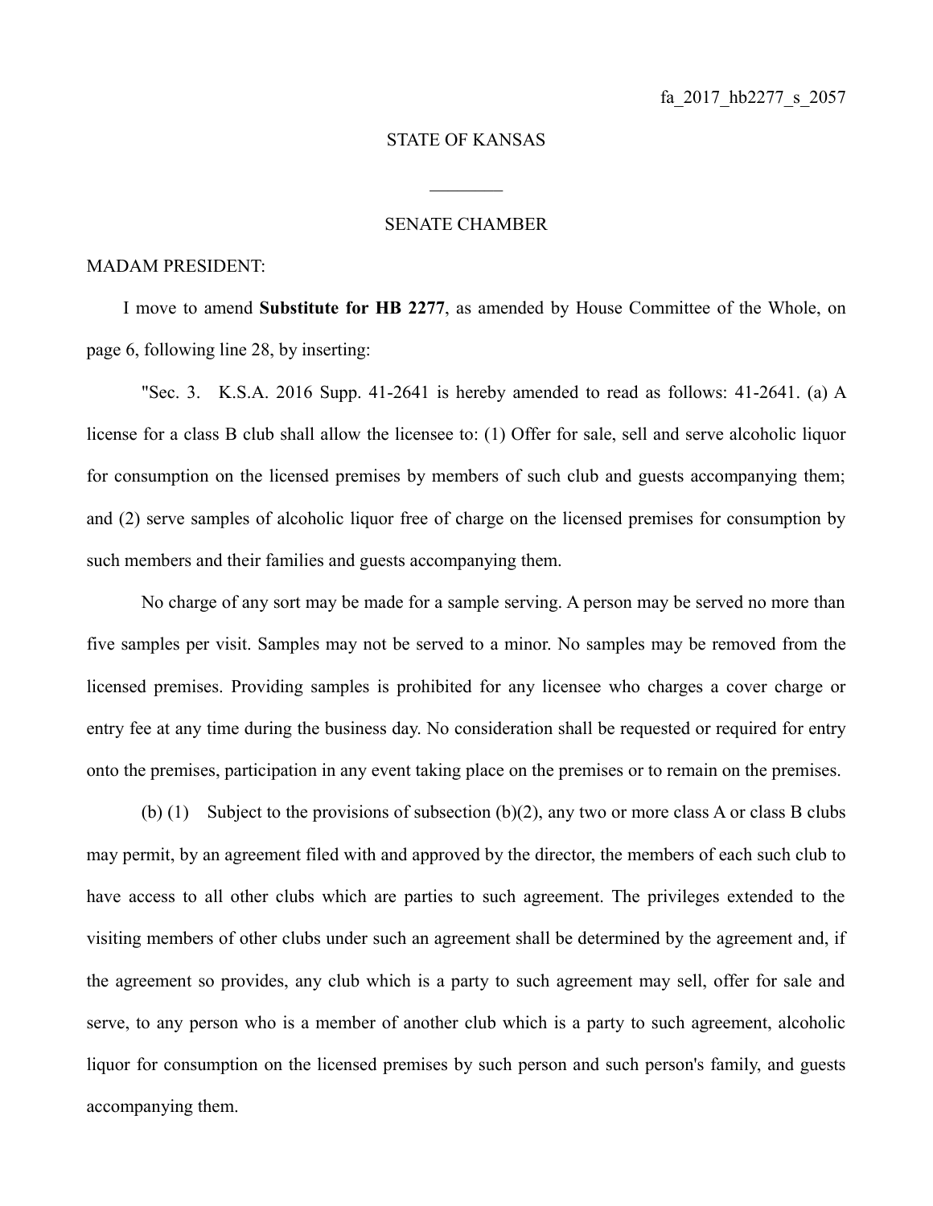fa_2017_hb2277_s_2057

STATE OF KANSAS

________

SENATE CHAMBER

MADAM PRESIDENT:

I move to amend **Substitute for HB 2277**, as amended by House Committee of the Whole, on page 6, following line 28, by inserting:

"Sec. 3. K.S.A. 2016 Supp. 41-2641 is hereby amended to read as follows: 41-2641. (a) A license for a class B club shall allow the licensee to: (1) Offer for sale, sell and serve alcoholic liquor for consumption on the licensed premises by members of such club and guests accompanying them; and (2) serve samples of alcoholic liquor free of charge on the licensed premises for consumption by such members and their families and guests accompanying them.

No charge of any sort may be made for a sample serving. A person may be served no more than five samples per visit. Samples may not be served to a minor. No samples may be removed from the licensed premises. Providing samples is prohibited for any licensee who charges a cover charge or entry fee at any time during the business day. No consideration shall be requested or required for entry onto the premises, participation in any event taking place on the premises or to remain on the premises.

(b) (1) Subject to the provisions of subsection (b)(2), any two or more class A or class B clubs may permit, by an agreement filed with and approved by the director, the members of each such club to have access to all other clubs which are parties to such agreement. The privileges extended to the visiting members of other clubs under such an agreement shall be determined by the agreement and, if the agreement so provides, any club which is a party to such agreement may sell, offer for sale and serve, to any person who is a member of another club which is a party to such agreement, alcoholic liquor for consumption on the licensed premises by such person and such person's family, and guests accompanying them.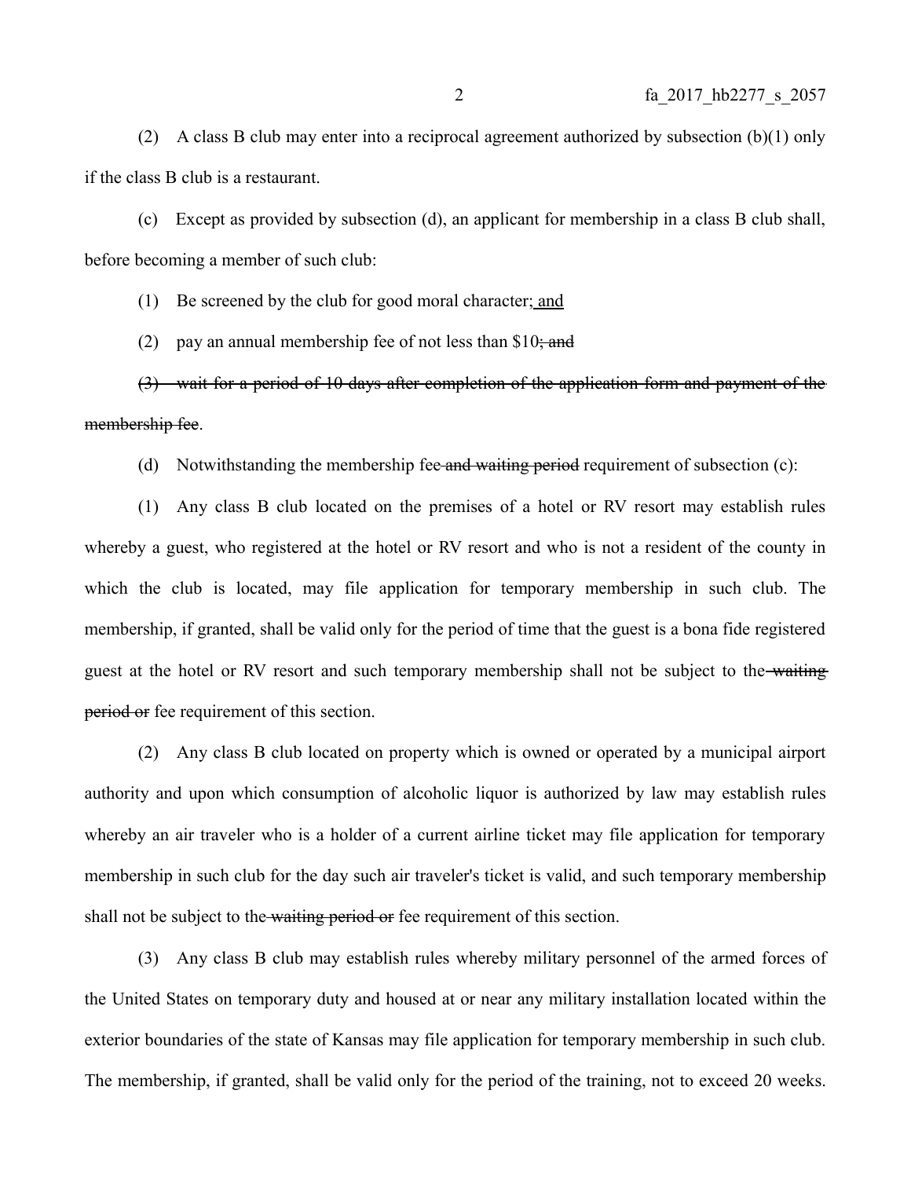(2) A class B club may enter into a reciprocal agreement authorized by subsection (b)(1) only if the class B club is a restaurant.

(c) Except as provided by subsection (d), an applicant for membership in a class B club shall, before becoming a member of such club:

(1) Be screened by the club for good moral character; and

(2) pay an annual membership fee of not less than $10; and

(3) wait for a period of 10 days after completion of the application form and payment of the membership fee.

(d) Notwithstanding the membership fee and waiting period requirement of subsection (c):

(1) Any class B club located on the premises of a hotel or RV resort may establish rules whereby a guest, who registered at the hotel or RV resort and who is not a resident of the county in which the club is located, may file application for temporary membership in such club. The membership, if granted, shall be valid only for the period of time that the guest is a bona fide registered guest at the hotel or RV resort and such temporary membership shall not be subject to the waiting period or fee requirement of this section.

(2) Any class B club located on property which is owned or operated by a municipal airport authority and upon which consumption of alcoholic liquor is authorized by law may establish rules whereby an air traveler who is a holder of a current airline ticket may file application for temporary membership in such club for the day such air traveler's ticket is valid, and such temporary membership shall not be subject to the waiting period or fee requirement of this section.

(3) Any class B club may establish rules whereby military personnel of the armed forces of the United States on temporary duty and housed at or near any military installation located within the exterior boundaries of the state of Kansas may file application for temporary membership in such club. The membership, if granted, shall be valid only for the period of the training, not to exceed 20 weeks.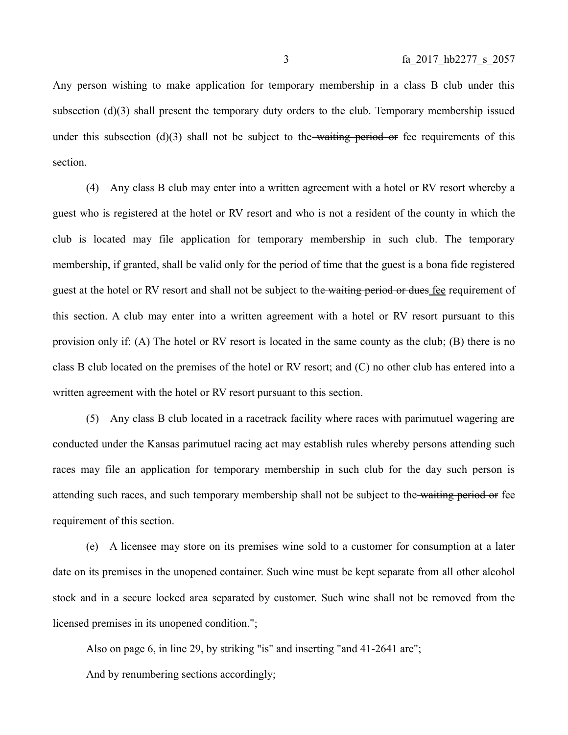Any person wishing to make application for temporary membership in a class B club under this subsection (d)(3) shall present the temporary duty orders to the club. Temporary membership issued under this subsection (d)(3) shall not be subject to the ~~waiting period or~~ fee requirements of this section.

(4) Any class B club may enter into a written agreement with a hotel or RV resort whereby a guest who is registered at the hotel or RV resort and who is not a resident of the county in which the club is located may file application for temporary membership in such club. The temporary membership, if granted, shall be valid only for the period of time that the guest is a bona fide registered guest at the hotel or RV resort and shall not be subject to the ~~waiting period or dues~~ fee requirement of this section. A club may enter into a written agreement with a hotel or RV resort pursuant to this provision only if: (A) The hotel or RV resort is located in the same county as the club; (B) there is no class B club located on the premises of the hotel or RV resort; and (C) no other club has entered into a written agreement with the hotel or RV resort pursuant to this section.

(5) Any class B club located in a racetrack facility where races with parimutuel wagering are conducted under the Kansas parimutuel racing act may establish rules whereby persons attending such races may file an application for temporary membership in such club for the day such person is attending such races, and such temporary membership shall not be subject to the ~~waiting period or~~ fee requirement of this section.

(e) A licensee may store on its premises wine sold to a customer for consumption at a later date on its premises in the unopened container. Such wine must be kept separate from all other alcohol stock and in a secure locked area separated by customer. Such wine shall not be removed from the licensed premises in its unopened condition.";

Also on page 6, in line 29, by striking "is" and inserting "and 41-2641 are";

And by renumbering sections accordingly;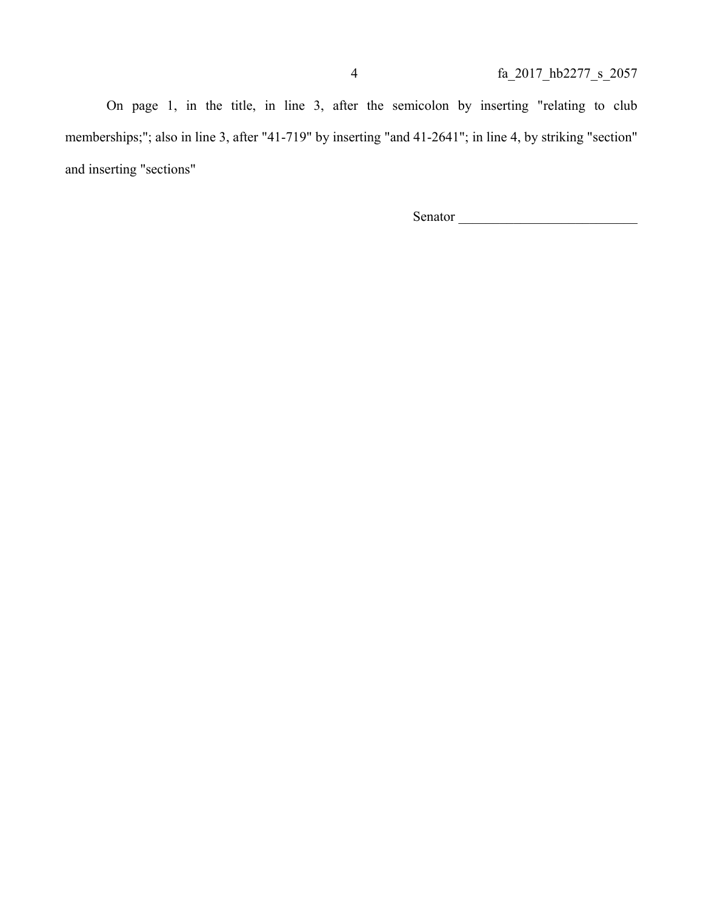On page 1, in the title, in line 3, after the semicolon by inserting "relating to club memberships;"; also in line 3, after "41-719" by inserting "and 41-2641"; in line 4, by striking "section" and inserting "sections"

Senator ___________________________